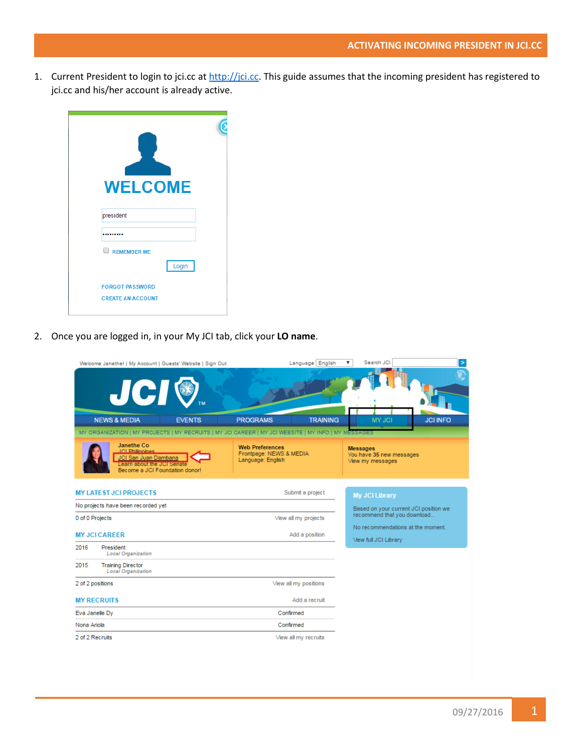# ACTIVATING INCOMING PRESIDENT IN JCI.CC

1. Current President to login to jci.cc at http://jci.cc. This guide assumes that the incoming president has registered to jci.cc and his/her account is already active.

2. Once you are logged in, in your My JCI tab, click your **LO name**.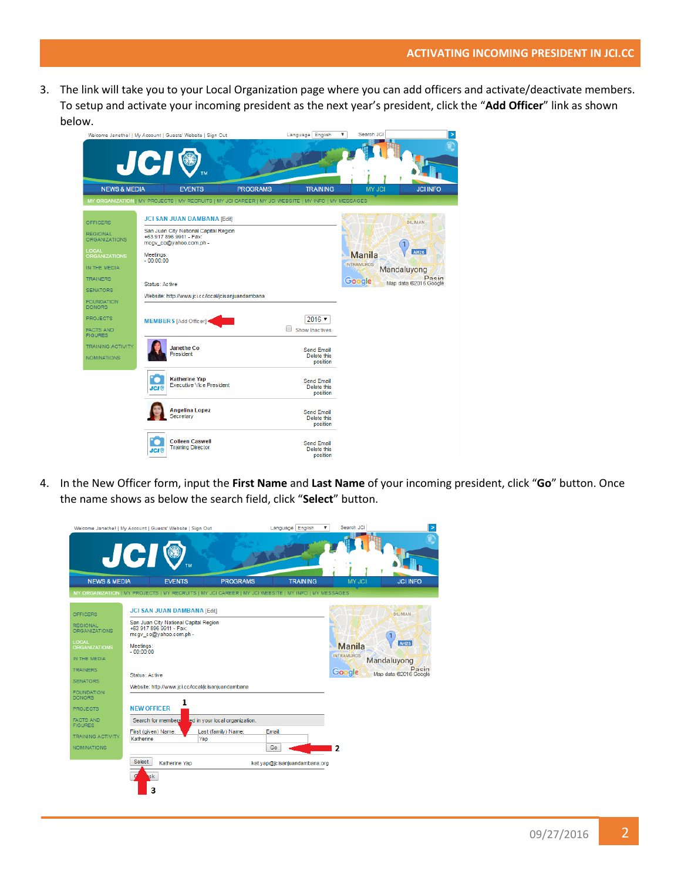3. The link will take you to your Local Organization page where you can add officers and activate/deactivate members. To setup and activate your incoming president as the next year's president, click the "**Add Officer**" link as shown below.

4. In the New Officer form, input the **First Name** and **Last Name** of your incoming president, click "**Go**" button. Once the name shows as below the search field, click "**Select**" button.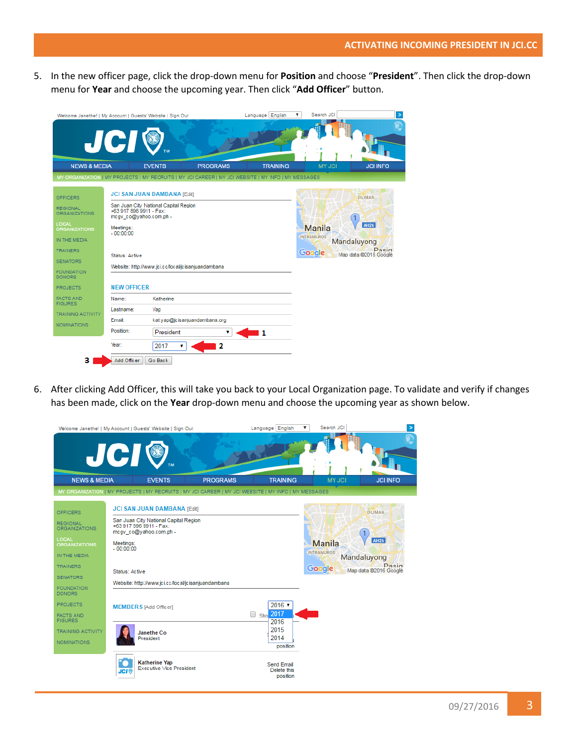5. In the new officer page, click the drop-down menu for **Position** and choose “**President**”. Then click the drop-down menu for **Year** and choose the upcoming year. Then click “**Add Officer**” button.

6. After clicking Add Officer, this will take you back to your Local Organization page. To validate and verify if changes has been made, click on the **Year** drop-down menu and choose the upcoming year as shown below.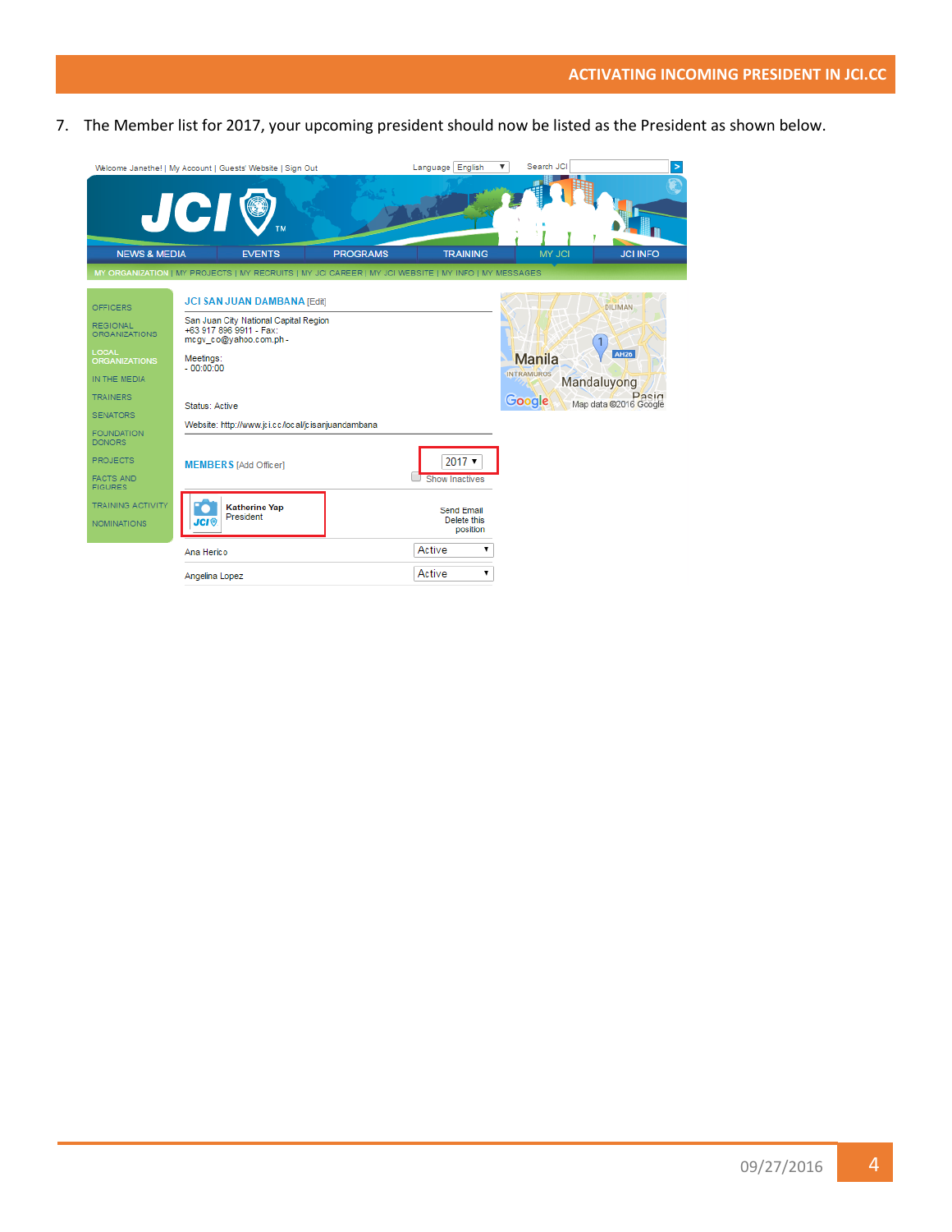7. The Member list for 2017, your upcoming president should now be listed as the President as shown below.